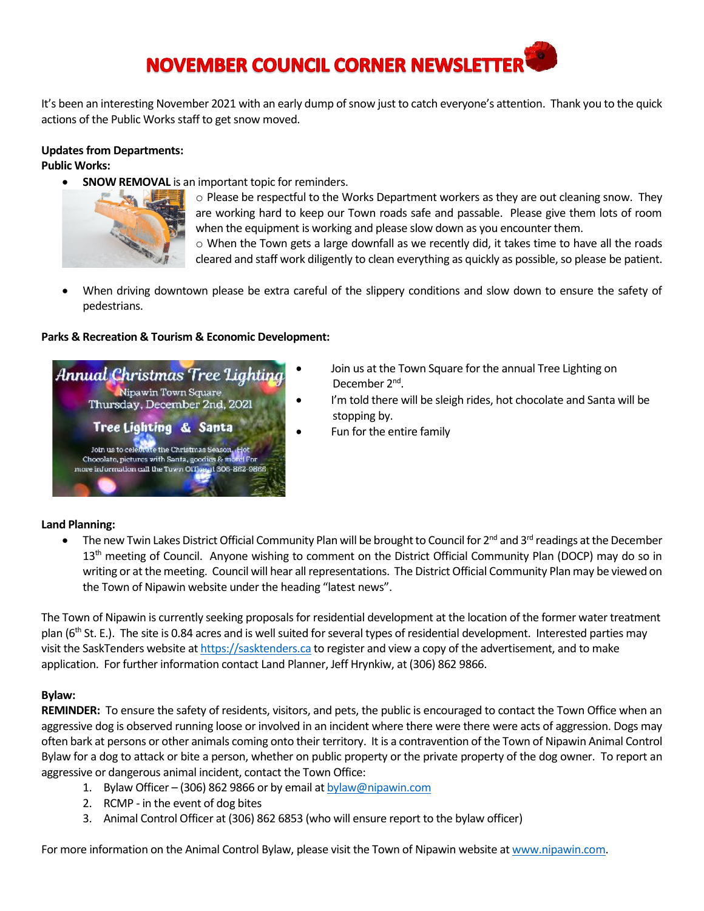# NOVEMBER COUNCIL CORNER NEWSLETTER

It's been an interesting November 2021 with an early dump of snow just to catch everyone's attention. Thank you to the quick actions of the Public Works staff to get snow moved.

**Updates from Departments:**

**Public Works:**

- **SNOW REMOVAL** is an important topic for reminders.
  - Please be respectful to the Works Department workers as they are out cleaning snow. They are working hard to keep our Town roads safe and passable. Please give them lots of room when the equipment is working and please slow down as you encounter them.
  - When the Town gets a large downfall as we recently did, it takes time to have all the roads cleared and staff work diligently to clean everything as quickly as possible, so please be patient.
- When driving downtown please be extra careful of the slippery conditions and slow down to ensure the safety of pedestrians.

**Parks & Recreation & Tourism & Economic Development:**

- Join us at the Town Square for the annual Tree Lighting on December 2nd.
- I'm told there will be sleigh rides, hot chocolate and Santa will be stopping by.
- Fun for the entire family

**Land Planning:**

- The new Twin Lakes District Official Community Plan will be brought to Council for 2nd and 3rd readings at the December 13th meeting of Council. Anyone wishing to comment on the District Official Community Plan (DOCP) may do so in writing or at the meeting. Council will hear all representations. The District Official Community Plan may be viewed on the Town of Nipawin website under the heading "latest news".

The Town of Nipawin is currently seeking proposals for residential development at the location of the former water treatment plan (6th St. E.). The site is 0.84 acres and is well suited for several types of residential development. Interested parties may visit the SaskTenders website at https://sasktenders.ca to register and view a copy of the advertisement, and to make application. For further information contact Land Planner, Jeff Hrynkiw, at (306) 862 9866.

**Bylaw:**

**REMINDER:** To ensure the safety of residents, visitors, and pets, the public is encouraged to contact the Town Office when an aggressive dog is observed running loose or involved in an incident where there were there were acts of aggression. Dogs may often bark at persons or other animals coming onto their territory. It is a contravention of the Town of Nipawin Animal Control Bylaw for a dog to attack or bite a person, whether on public property or the private property of the dog owner. To report an aggressive or dangerous animal incident, contact the Town Office:

1. Bylaw Officer – (306) 862 9866 or by email at bylaw@nipawin.com
2. RCMP - in the event of dog bites
3. Animal Control Officer at (306) 862 6853 (who will ensure report to the bylaw officer)

For more information on the Animal Control Bylaw, please visit the Town of Nipawin website at www.nipawin.com.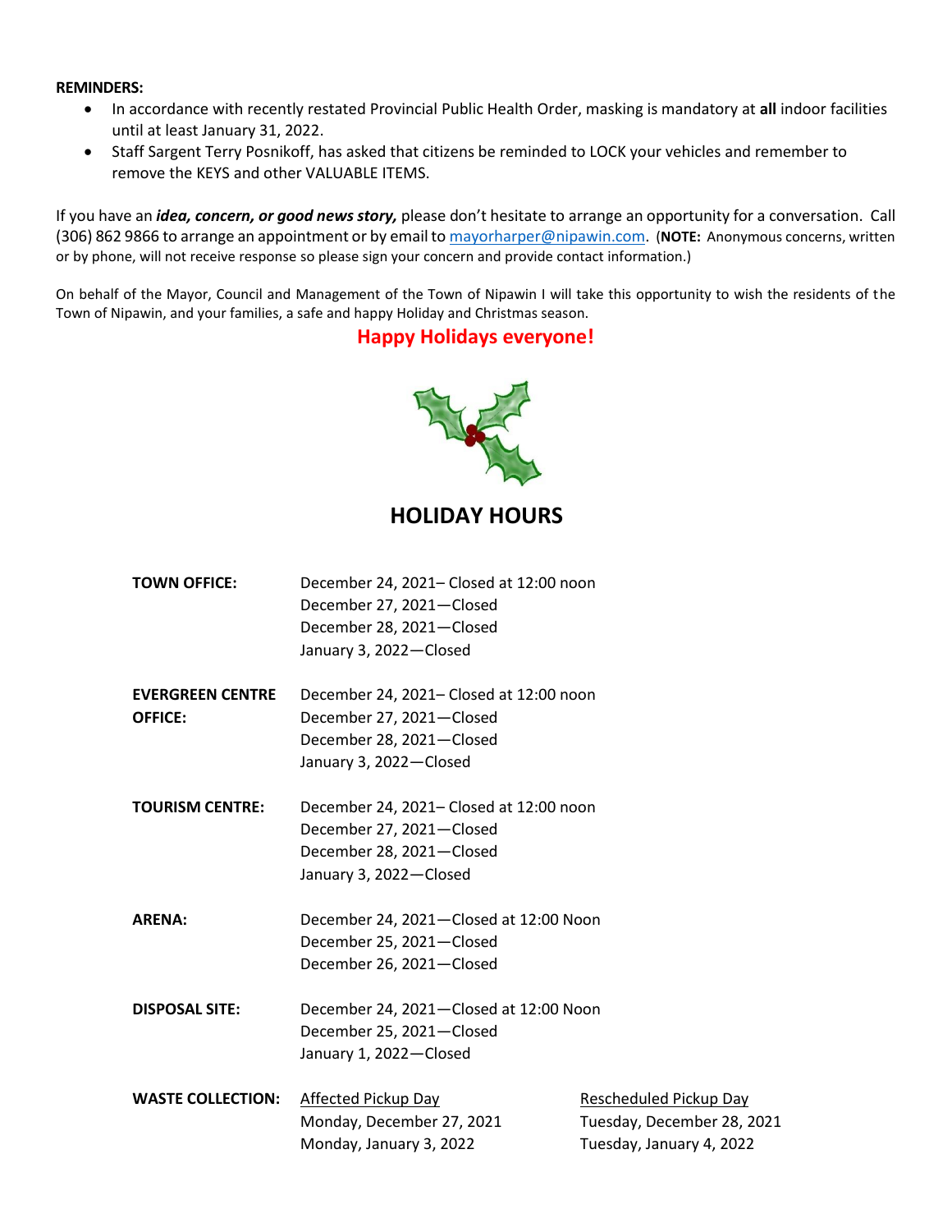**REMINDERS:**

- In accordance with recently restated Provincial Public Health Order, masking is mandatory at **all** indoor facilities until at least January 31, 2022.
- Staff Sargent Terry Posnikoff, has asked that citizens be reminded to LOCK your vehicles and remember to remove the KEYS and other VALUABLE ITEMS.

If you have an ***idea, concern, or good news story,*** please don't hesitate to arrange an opportunity for a conversation. Call (306) 862 9866 to arrange an appointment or by email to mayorharper@nipawin.com. (**NOTE:** Anonymous concerns, written or by phone, will not receive response so please sign your concern and provide contact information.)

On behalf of the Mayor, Council and Management of the Town of Nipawin I will take this opportunity to wish the residents of the Town of Nipawin, and your families, a safe and happy Holiday and Christmas season.

**Happy Holidays everyone!**

## HOLIDAY HOURS

**TOWN OFFICE:**
December 24, 2021– Closed at 12:00 noon
December 27, 2021—Closed
December 28, 2021—Closed
January 3, 2022—Closed

**EVERGREEN CENTRE OFFICE:**
December 24, 2021– Closed at 12:00 noon
December 27, 2021—Closed
December 28, 2021—Closed
January 3, 2022—Closed

**TOURISM CENTRE:**
December 24, 2021– Closed at 12:00 noon
December 27, 2021—Closed
December 28, 2021—Closed
January 3, 2022—Closed

**ARENA:**
December 24, 2021—Closed at 12:00 Noon
December 25, 2021—Closed
December 26, 2021—Closed

**DISPOSAL SITE:**
December 24, 2021—Closed at 12:00 Noon
December 25, 2021—Closed
January 1, 2022—Closed

**WASTE COLLECTION:**

| Affected Pickup Day | Rescheduled Pickup Day |
|---|---|
| Monday, December 27, 2021 | Tuesday, December 28, 2021 |
| Monday, January 3, 2022 | Tuesday, January 4, 2022 |